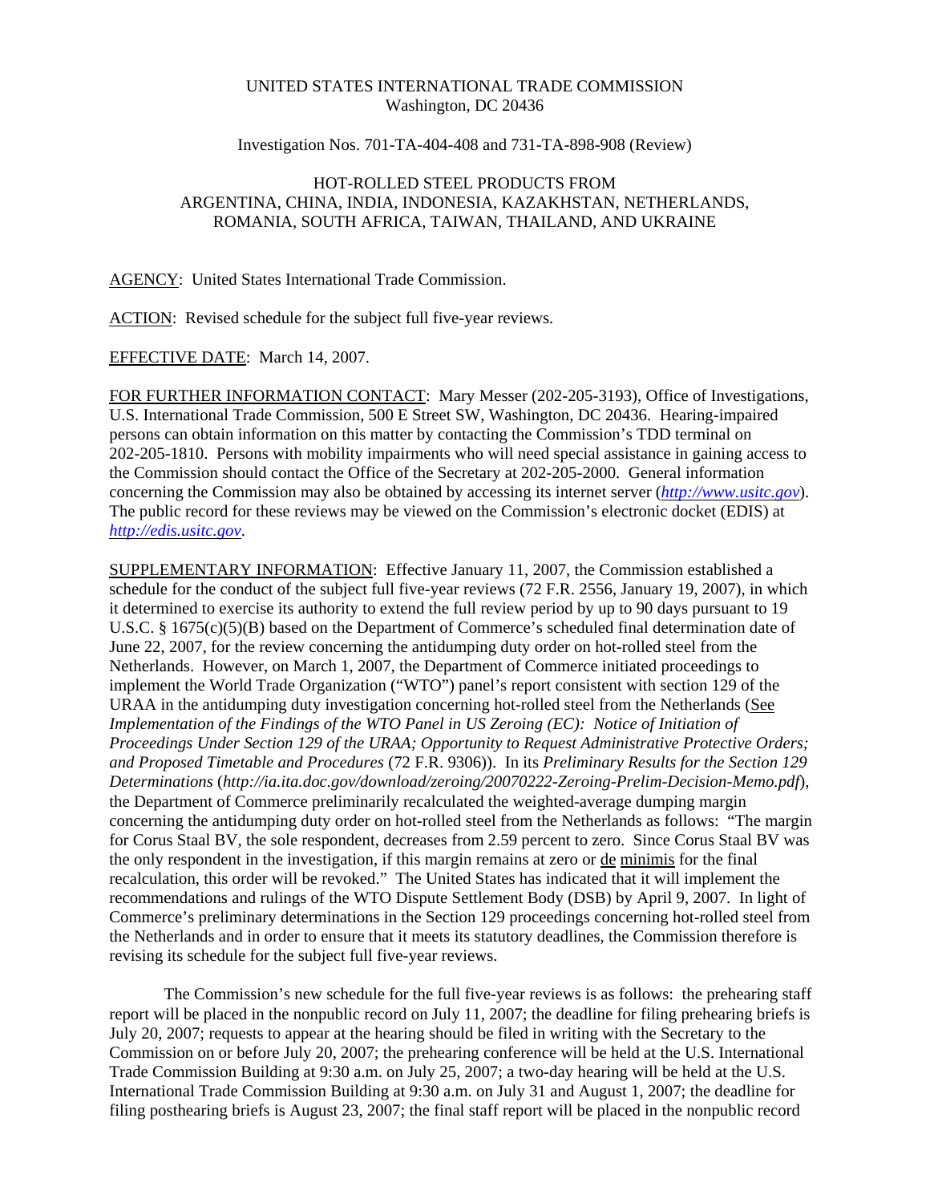UNITED STATES INTERNATIONAL TRADE COMMISSION
Washington, DC 20436

Investigation Nos. 701-TA-404-408 and 731-TA-898-908 (Review)

HOT-ROLLED STEEL PRODUCTS FROM
ARGENTINA, CHINA, INDIA, INDONESIA, KAZAKHSTAN, NETHERLANDS,
ROMANIA, SOUTH AFRICA, TAIWAN, THAILAND, AND UKRAINE

AGENCY: United States International Trade Commission.

ACTION: Revised schedule for the subject full five-year reviews.

EFFECTIVE DATE: March 14, 2007.

FOR FURTHER INFORMATION CONTACT: Mary Messer (202-205-3193), Office of Investigations, U.S. International Trade Commission, 500 E Street SW, Washington, DC 20436. Hearing-impaired persons can obtain information on this matter by contacting the Commission's TDD terminal on 202-205-1810. Persons with mobility impairments who will need special assistance in gaining access to the Commission should contact the Office of the Secretary at 202-205-2000. General information concerning the Commission may also be obtained by accessing its internet server (*http://www.usitc.gov*). The public record for these reviews may be viewed on the Commission's electronic docket (EDIS) at *http://edis.usitc.gov*.

SUPPLEMENTARY INFORMATION: Effective January 11, 2007, the Commission established a schedule for the conduct of the subject full five-year reviews (72 F.R. 2556, January 19, 2007), in which it determined to exercise its authority to extend the full review period by up to 90 days pursuant to 19 U.S.C. § 1675(c)(5)(B) based on the Department of Commerce's scheduled final determination date of June 22, 2007, for the review concerning the antidumping duty order on hot-rolled steel from the Netherlands. However, on March 1, 2007, the Department of Commerce initiated proceedings to implement the World Trade Organization ("WTO") panel's report consistent with section 129 of the URAA in the antidumping duty investigation concerning hot-rolled steel from the Netherlands (See *Implementation of the Findings of the WTO Panel in US Zeroing (EC): Notice of Initiation of Proceedings Under Section 129 of the URAA; Opportunity to Request Administrative Protective Orders; and Proposed Timetable and Procedures* (72 F.R. 9306)). In its *Preliminary Results for the Section 129 Determinations* (*http://ia.ita.doc.gov/download/zeroing/20070222-Zeroing-Prelim-Decision-Memo.pdf*), the Department of Commerce preliminarily recalculated the weighted-average dumping margin concerning the antidumping duty order on hot-rolled steel from the Netherlands as follows: "The margin for Corus Staal BV, the sole respondent, decreases from 2.59 percent to zero. Since Corus Staal BV was the only respondent in the investigation, if this margin remains at zero or de minimis for the final recalculation, this order will be revoked." The United States has indicated that it will implement the recommendations and rulings of the WTO Dispute Settlement Body (DSB) by April 9, 2007. In light of Commerce's preliminary determinations in the Section 129 proceedings concerning hot-rolled steel from the Netherlands and in order to ensure that it meets its statutory deadlines, the Commission therefore is revising its schedule for the subject full five-year reviews.

The Commission's new schedule for the full five-year reviews is as follows: the prehearing staff report will be placed in the nonpublic record on July 11, 2007; the deadline for filing prehearing briefs is July 20, 2007; requests to appear at the hearing should be filed in writing with the Secretary to the Commission on or before July 20, 2007; the prehearing conference will be held at the U.S. International Trade Commission Building at 9:30 a.m. on July 25, 2007; a two-day hearing will be held at the U.S. International Trade Commission Building at 9:30 a.m. on July 31 and August 1, 2007; the deadline for filing posthearing briefs is August 23, 2007; the final staff report will be placed in the nonpublic record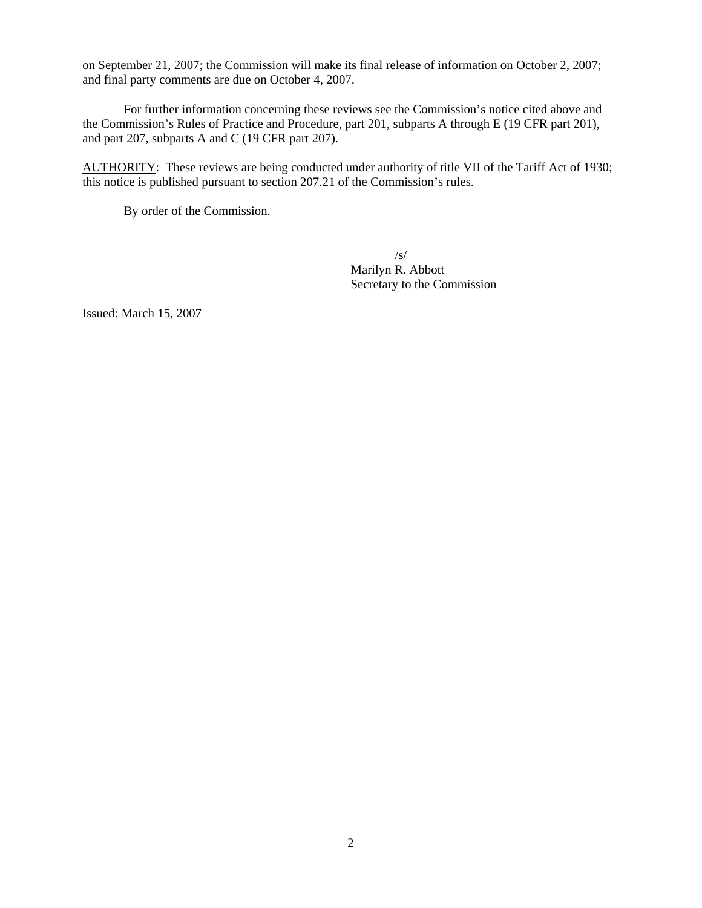on September 21, 2007; the Commission will make its final release of information on October 2, 2007; and final party comments are due on October 4, 2007.

For further information concerning these reviews see the Commission's notice cited above and the Commission's Rules of Practice and Procedure, part 201, subparts A through E (19 CFR part 201), and part 207, subparts A and C (19 CFR part 207).

AUTHORITY: These reviews are being conducted under authority of title VII of the Tariff Act of 1930; this notice is published pursuant to section 207.21 of the Commission's rules.

By order of the Commission.

/s/
Marilyn R. Abbott
Secretary to the Commission

Issued: March 15, 2007